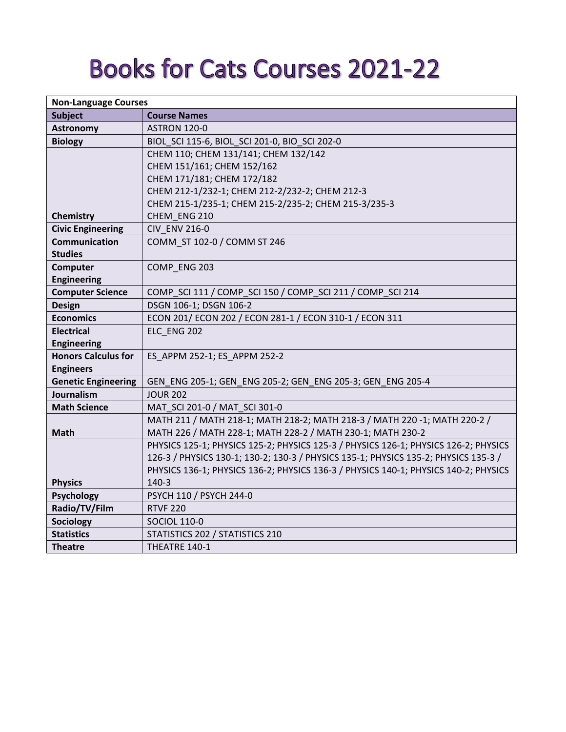# Books for Cats Courses 2021-22

| Non-Language Courses | |
|---|---|
| **Subject** | **Course Names** |
| **Astronomy** | ASTRON 120-0 |
| **Biology** | BIOL_SCI 115-6, BIOL_SCI 201-0, BIO_SCI 202-0 |
| **Chemistry** | CHEM 110; CHEM 131/141; CHEM 132/142<br>CHEM 151/161; CHEM 152/162<br>CHEM 171/181; CHEM 172/182<br>CHEM 212-1/232-1; CHEM 212-2/232-2; CHEM 212-3<br>CHEM 215-1/235-1; CHEM 215-2/235-2; CHEM 215-3/235-3<br>CHEM_ENG 210 |
| **Civic Engineering** | CIV_ENV 216-0 |
| **Communication Studies** | COMM_ST 102-0 / COMM ST 246 |
| **Computer Engineering** | COMP_ENG 203 |
| **Computer Science** | COMP_SCI 111 / COMP_SCI 150 / COMP_SCI 211 / COMP_SCI 214 |
| **Design** | DSGN 106-1; DSGN 106-2 |
| **Economics** | ECON 201/ ECON 202 / ECON 281-1 / ECON 310-1 / ECON 311 |
| **Electrical Engineering** | ELC_ENG 202 |
| **Honors Calculus for Engineers** | ES_APPM 252-1; ES_APPM 252-2 |
| **Genetic Engineering** | GEN_ENG 205-1; GEN_ENG 205-2; GEN_ENG 205-3; GEN_ENG 205-4 |
| **Journalism** | JOUR 202 |
| **Math Science** | MAT_SCI 201-0 / MAT_SCI 301-0 |
| **Math** | MATH 211 / MATH 218-1; MATH 218-2; MATH 218-3 / MATH 220 -1; MATH 220-2 / MATH 226 / MATH 228-1; MATH 228-2 / MATH 230-1; MATH 230-2 |
| **Physics** | PHYSICS 125-1; PHYSICS 125-2; PHYSICS 125-3 / PHYSICS 126-1; PHYSICS 126-2; PHYSICS 126-3 / PHYSICS 130-1; 130-2; 130-3 / PHYSICS 135-1; PHYSICS 135-2; PHYSICS 135-3 / PHYSICS 136-1; PHYSICS 136-2; PHYSICS 136-3 / PHYSICS 140-1; PHYSICS 140-2; PHYSICS 140-3 |
| **Psychology** | PSYCH 110 / PSYCH 244-0 |
| **Radio/TV/Film** | RTVF 220 |
| **Sociology** | SOCIOL 110-0 |
| **Statistics** | STATISTICS 202 / STATISTICS 210 |
| **Theatre** | THEATRE 140-1 |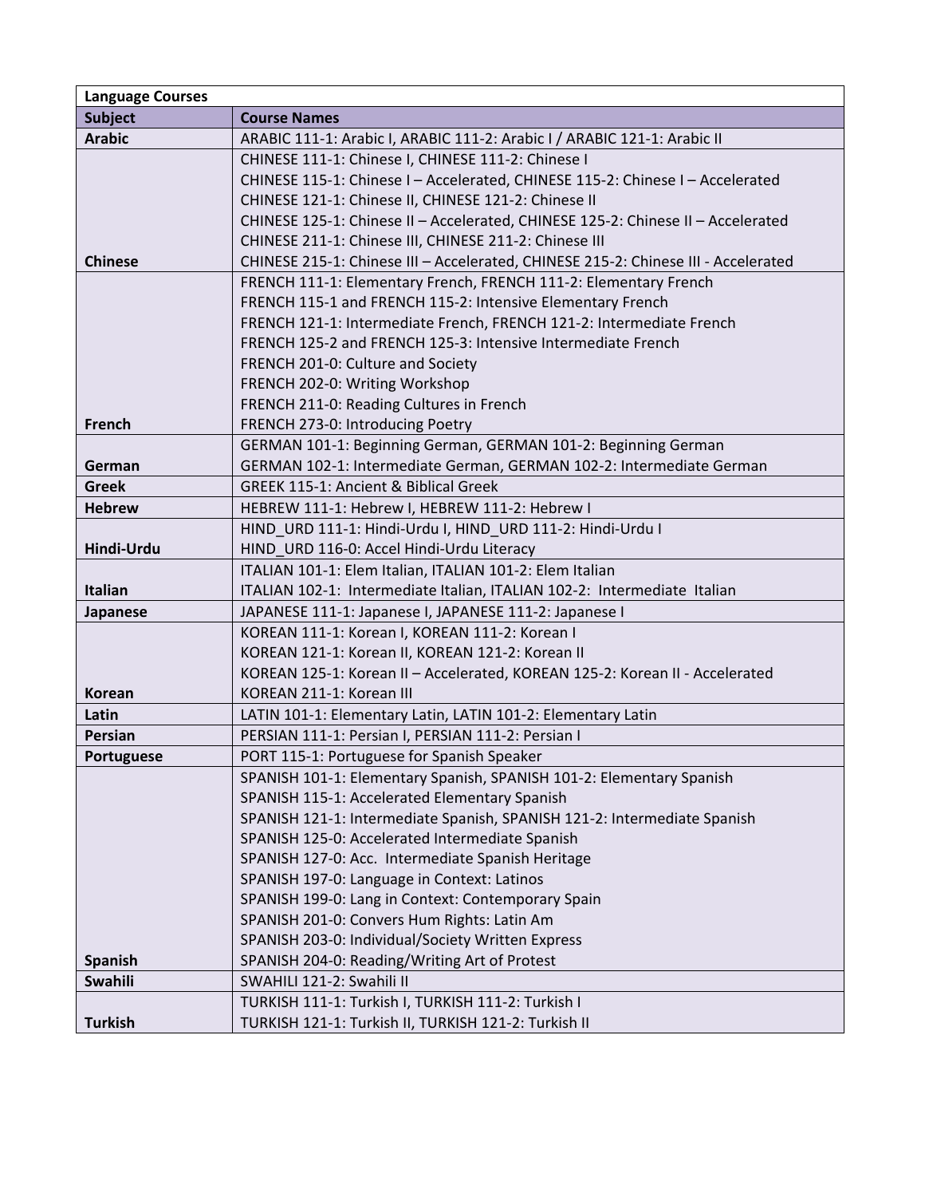| Language Courses | |
|---|---|
| **Subject** | **Course Names** |
| **Arabic** | ARABIC 111-1: Arabic I, ARABIC 111-2: Arabic I / ARABIC 121-1: Arabic II |
| **Chinese** | CHINESE 111-1: Chinese I, CHINESE 111-2: Chinese I<br>CHINESE 115-1: Chinese I – Accelerated, CHINESE 115-2: Chinese I – Accelerated<br>CHINESE 121-1: Chinese II, CHINESE 121-2: Chinese II<br>CHINESE 125-1: Chinese II – Accelerated, CHINESE 125-2: Chinese II – Accelerated<br>CHINESE 211-1: Chinese III, CHINESE 211-2: Chinese III<br>CHINESE 215-1: Chinese III – Accelerated, CHINESE 215-2: Chinese III - Accelerated |
| **French** | FRENCH 111-1: Elementary French, FRENCH 111-2: Elementary French<br>FRENCH 115-1 and FRENCH 115-2: Intensive Elementary French<br>FRENCH 121-1: Intermediate French, FRENCH 121-2: Intermediate French<br>FRENCH 125-2 and FRENCH 125-3: Intensive Intermediate French<br>FRENCH 201-0: Culture and Society<br>FRENCH 202-0: Writing Workshop<br>FRENCH 211-0: Reading Cultures in French<br>FRENCH 273-0: Introducing Poetry |
| **German** | GERMAN 101-1: Beginning German, GERMAN 101-2: Beginning German<br>GERMAN 102-1: Intermediate German, GERMAN 102-2: Intermediate German |
| **Greek** | GREEK 115-1: Ancient & Biblical Greek |
| **Hebrew** | HEBREW 111-1: Hebrew I, HEBREW 111-2: Hebrew I |
| **Hindi-Urdu** | HIND_URD 111-1: Hindi-Urdu I, HIND_URD 111-2: Hindi-Urdu I<br>HIND_URD 116-0: Accel Hindi-Urdu Literacy |
| **Italian** | ITALIAN 101-1: Elem Italian, ITALIAN 101-2: Elem Italian<br>ITALIAN 102-1: Intermediate Italian, ITALIAN 102-2: Intermediate Italian |
| **Japanese** | JAPANESE 111-1: Japanese I, JAPANESE 111-2: Japanese I |
| **Korean** | KOREAN 111-1: Korean I, KOREAN 111-2: Korean I<br>KOREAN 121-1: Korean II, KOREAN 121-2: Korean II<br>KOREAN 125-1: Korean II – Accelerated, KOREAN 125-2: Korean II - Accelerated<br>KOREAN 211-1: Korean III |
| **Latin** | LATIN 101-1: Elementary Latin, LATIN 101-2: Elementary Latin |
| **Persian** | PERSIAN 111-1: Persian I, PERSIAN 111-2: Persian I |
| **Portuguese** | PORT 115-1: Portuguese for Spanish Speaker |
| **Spanish** | SPANISH 101-1: Elementary Spanish, SPANISH 101-2: Elementary Spanish<br>SPANISH 115-1: Accelerated Elementary Spanish<br>SPANISH 121-1: Intermediate Spanish, SPANISH 121-2: Intermediate Spanish<br>SPANISH 125-0: Accelerated Intermediate Spanish<br>SPANISH 127-0: Acc. Intermediate Spanish Heritage<br>SPANISH 197-0: Language in Context: Latinos<br>SPANISH 199-0: Lang in Context: Contemporary Spain<br>SPANISH 201-0: Convers Hum Rights: Latin Am<br>SPANISH 203-0: Individual/Society Written Express<br>SPANISH 204-0: Reading/Writing Art of Protest |
| **Swahili** | SWAHILI 121-2: Swahili II |
| **Turkish** | TURKISH 111-1: Turkish I, TURKISH 111-2: Turkish I<br>TURKISH 121-1: Turkish II, TURKISH 121-2: Turkish II |